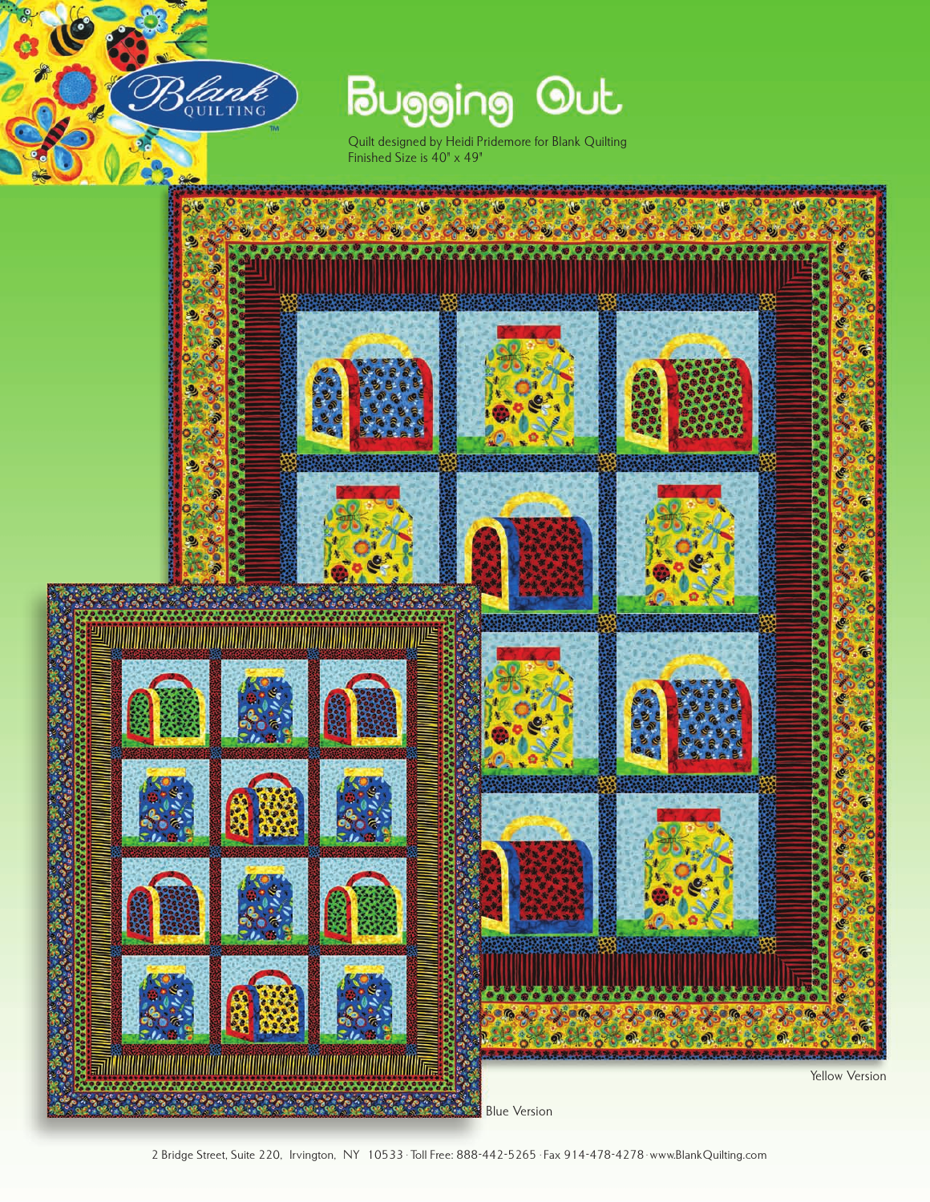Blank Quilting

# Bugging Out

Quilt designed by Heidi Pridemore for Blank Quilting
Finished Size is 40" x 49"

Yellow Version

Blue Version

2 Bridge Street, Suite 220, Irvington, NY 10533 · Toll Free: 888-442-5265 · Fax 914-478-4278 · www.BlankQuilting.com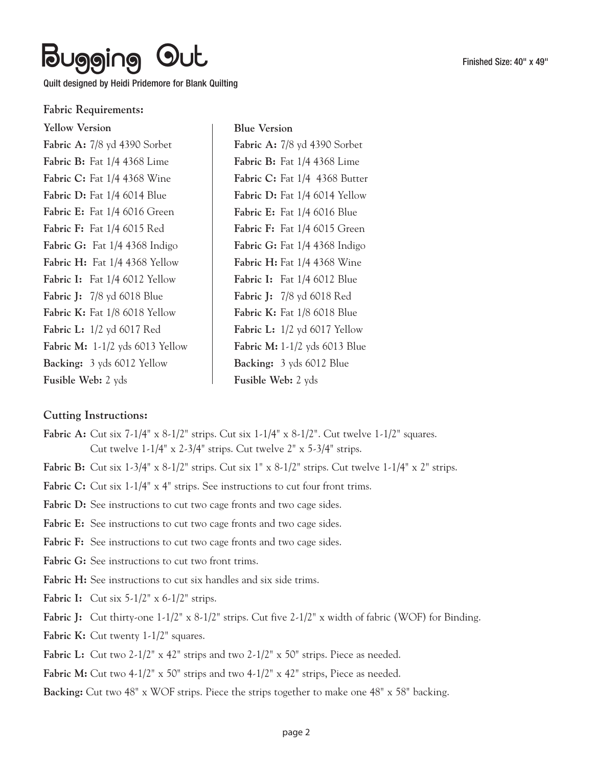# Bugging Out

Quilt designed by Heidi Pridemore for Blank Quilting

Finished Size: 40" x 49"

**Fabric Requirements:**

**Yellow Version**

**Fabric A:** 7/8 yd 4390 Sorbet
**Fabric B:** Fat 1/4 4368 Lime
**Fabric C:** Fat 1/4 4368 Wine
**Fabric D:** Fat 1/4 6014 Blue
**Fabric E:** Fat 1/4 6016 Green
**Fabric F:** Fat 1/4 6015 Red
**Fabric G:** Fat 1/4 4368 Indigo
**Fabric H:** Fat 1/4 4368 Yellow
**Fabric I:** Fat 1/4 6012 Yellow
**Fabric J:** 7/8 yd 6018 Blue
**Fabric K:** Fat 1/8 6018 Yellow
**Fabric L:** 1/2 yd 6017 Red
**Fabric M:** 1-1/2 yds 6013 Yellow
**Backing:** 3 yds 6012 Yellow
**Fusible Web:** 2 yds

**Blue Version**

**Fabric A:** 7/8 yd 4390 Sorbet
**Fabric B:** Fat 1/4 4368 Lime
**Fabric C:** Fat 1/4 4368 Butter
**Fabric D:** Fat 1/4 6014 Yellow
**Fabric E:** Fat 1/4 6016 Blue
**Fabric F:** Fat 1/4 6015 Green
**Fabric G:** Fat 1/4 4368 Indigo
**Fabric H:** Fat 1/4 4368 Wine
**Fabric I:** Fat 1/4 6012 Blue
**Fabric J:** 7/8 yd 6018 Red
**Fabric K:** Fat 1/8 6018 Blue
**Fabric L:** 1/2 yd 6017 Yellow
**Fabric M:** 1-1/2 yds 6013 Blue
**Backing:** 3 yds 6012 Blue
**Fusible Web:** 2 yds

**Cutting Instructions:**

**Fabric A:** Cut six 7-1/4" x 8-1/2" strips. Cut six 1-1/4" x 8-1/2". Cut twelve 1-1/2" squares. Cut twelve 1-1/4" x 2-3/4" strips. Cut twelve 2" x 5-3/4" strips.

**Fabric B:** Cut six 1-3/4" x 8-1/2" strips. Cut six 1" x 8-1/2" strips. Cut twelve 1-1/4" x 2" strips.

**Fabric C:** Cut six 1-1/4" x 4" strips. See instructions to cut four front trims.

**Fabric D:** See instructions to cut two cage fronts and two cage sides.

**Fabric E:** See instructions to cut two cage fronts and two cage sides.

**Fabric F:** See instructions to cut two cage fronts and two cage sides.

**Fabric G:** See instructions to cut two front trims.

**Fabric H:** See instructions to cut six handles and six side trims.

**Fabric I:** Cut six 5-1/2" x 6-1/2" strips.

**Fabric J:** Cut thirty-one 1-1/2" x 8-1/2" strips. Cut five 2-1/2" x width of fabric (WOF) for Binding.

**Fabric K:** Cut twenty 1-1/2" squares.

**Fabric L:** Cut two 2-1/2" x 42" strips and two 2-1/2" x 50" strips. Piece as needed.

**Fabric M:** Cut two 4-1/2" x 50" strips and two 4-1/2" x 42" strips, Piece as needed.

**Backing:** Cut two 48" x WOF strips. Piece the strips together to make one 48" x 58" backing.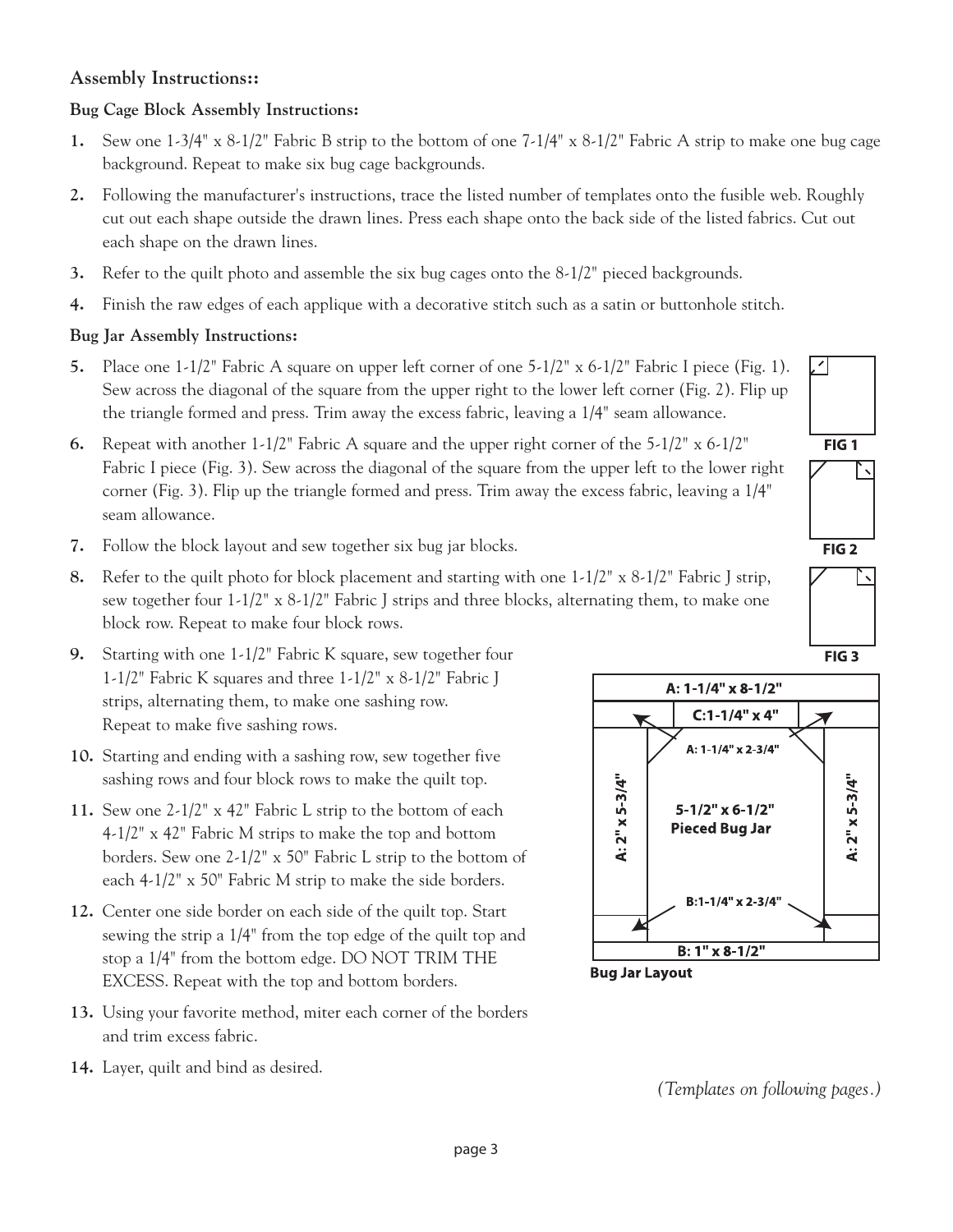### Assembly Instructions::

**Bug Cage Block Assembly Instructions:**

1. Sew one 1-3/4" x 8-1/2" Fabric B strip to the bottom of one 7-1/4" x 8-1/2" Fabric A strip to make one bug cage background. Repeat to make six bug cage backgrounds.
2. Following the manufacturer's instructions, trace the listed number of templates onto the fusible web. Roughly cut out each shape outside the drawn lines. Press each shape onto the back side of the listed fabrics. Cut out each shape on the drawn lines.
3. Refer to the quilt photo and assemble the six bug cages onto the 8-1/2" pieced backgrounds.
4. Finish the raw edges of each applique with a decorative stitch such as a satin or buttonhole stitch.

**Bug Jar Assembly Instructions:**

5. Place one 1-1/2" Fabric A square on upper left corner of one 5-1/2" x 6-1/2" Fabric I piece (Fig. 1). Sew across the diagonal of the square from the upper right to the lower left corner (Fig. 2). Flip up the triangle formed and press. Trim away the excess fabric, leaving a 1/4" seam allowance.
6. Repeat with another 1-1/2" Fabric A square and the upper right corner of the 5-1/2" x 6-1/2" Fabric I piece (Fig. 3). Sew across the diagonal of the square from the upper left to the lower right corner (Fig. 3). Flip up the triangle formed and press. Trim away the excess fabric, leaving a 1/4" seam allowance.
7. Follow the block layout and sew together six bug jar blocks.
8. Refer to the quilt photo for block placement and starting with one 1-1/2" x 8-1/2" Fabric J strip, sew together four 1-1/2" x 8-1/2" Fabric J strips and three blocks, alternating them, to make one block row. Repeat to make four block rows.
9. Starting with one 1-1/2" Fabric K square, sew together four 1-1/2" Fabric K squares and three 1-1/2" x 8-1/2" Fabric J strips, alternating them, to make one sashing row. Repeat to make five sashing rows.
10. Starting and ending with a sashing row, sew together five sashing rows and four block rows to make the quilt top.
11. Sew one 2-1/2" x 42" Fabric L strip to the bottom of each 4-1/2" x 42" Fabric M strips to make the top and bottom borders. Sew one 2-1/2" x 50" Fabric L strip to the bottom of each 4-1/2" x 50" Fabric M strip to make the side borders.
12. Center one side border on each side of the quilt top. Start sewing the strip a 1/4" from the top edge of the quilt top and stop a 1/4" from the bottom edge. DO NOT TRIM THE EXCESS. Repeat with the top and bottom borders.
13. Using your favorite method, miter each corner of the borders and trim excess fabric.
14. Layer, quilt and bind as desired.

FIG 1

FIG 2

FIG 3

A: 1-1/4" x 8-1/2"

C:1-1/4" x 4"

A: 1-1/4" x 2-3/4"

A: 2" x 5-3/4"

5-1/2" x 6-1/2"
Pieced Bug Jar

A: 2" x 5-3/4"

B:1-1/4" x 2-3/4"

B: 1" x 8-1/2"

**Bug Jar Layout**

*(Templates on following pages.)*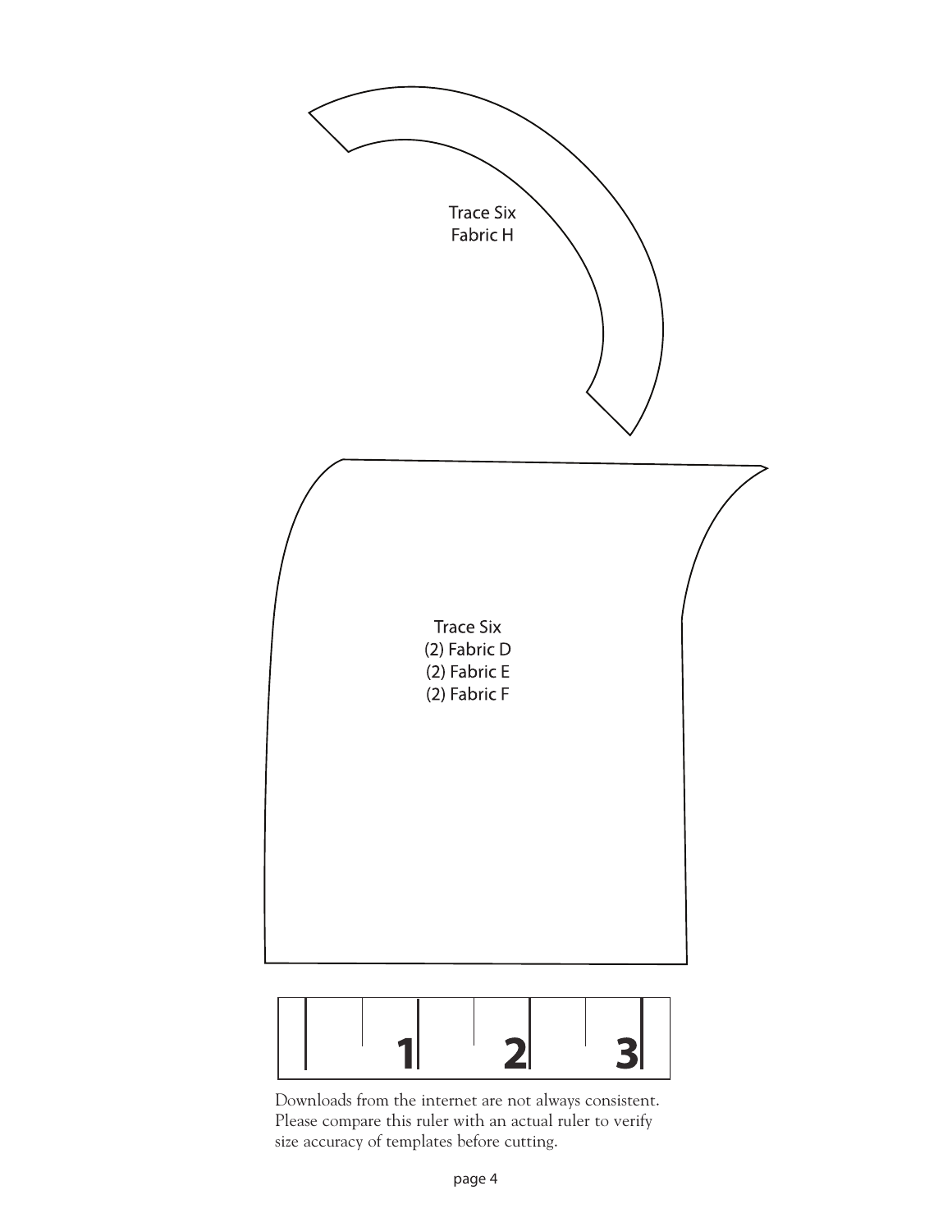Trace Six
Fabric H

Trace Six
(2) Fabric D
(2) Fabric E
(2) Fabric F

1 2 3

Downloads from the internet are not always consistent. Please compare this ruler with an actual ruler to verify size accuracy of templates before cutting.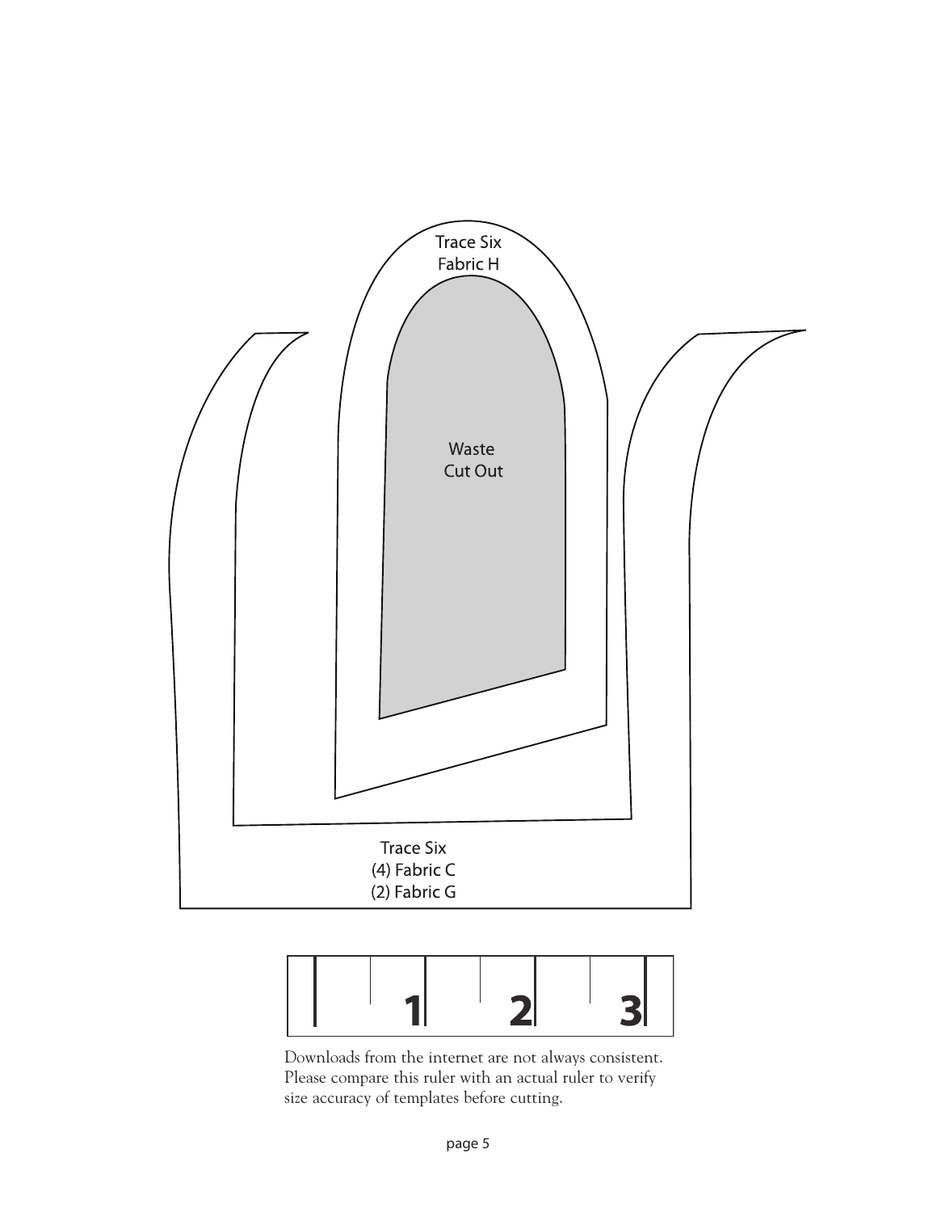Trace Six
Fabric H

Waste
Cut Out

Trace Six
(4) Fabric C
(2) Fabric G

1 2 3

Downloads from the internet are not always consistent. Please compare this ruler with an actual ruler to verify size accuracy of templates before cutting.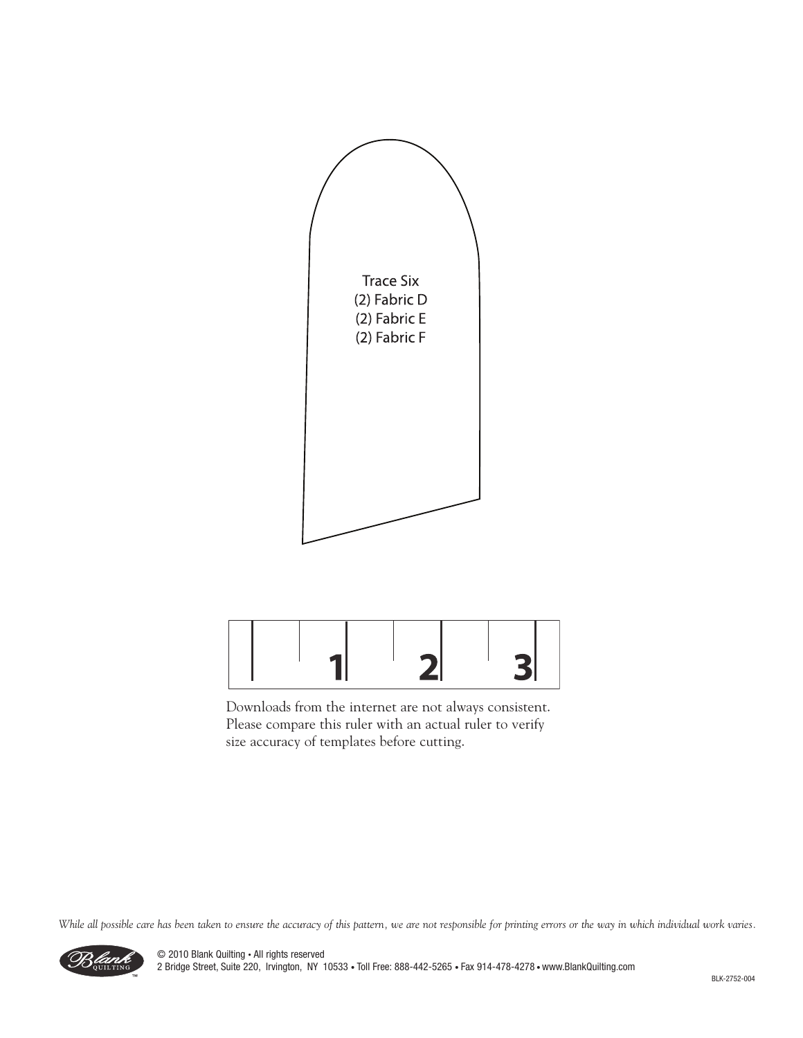Trace Six
(2) Fabric D
(2) Fabric E
(2) Fabric F

1 2 3

Downloads from the internet are not always consistent. Please compare this ruler with an actual ruler to verify size accuracy of templates before cutting.

*While all possible care has been taken to ensure the accuracy of this pattern, we are not responsible for printing errors or the way in which individual work varies.*

© 2010 Blank Quilting • All rights reserved
2 Bridge Street, Suite 220, Irvington, NY 10533 • Toll Free: 888-442-5265 • Fax 914-478-4278 • www.BlankQuilting.com

BLK-2752-004